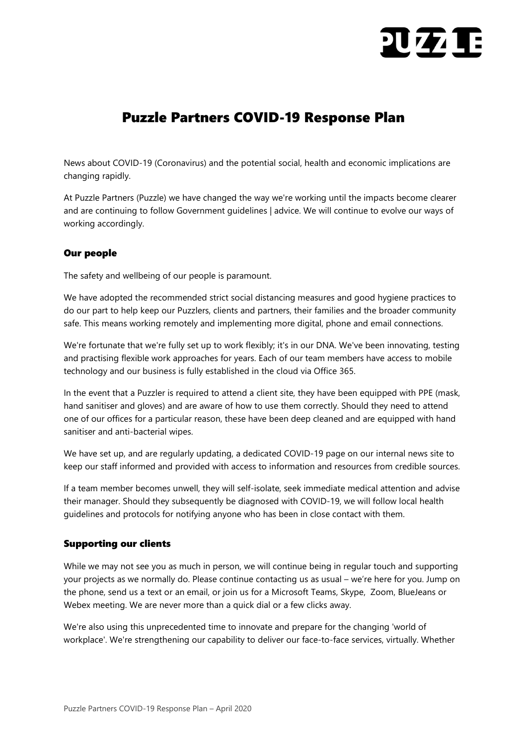# Puzzle Partners COVID-19 Response Plan

News about COVID-19 (Coronavirus) and the potential social, health and economic implications are changing rapidly.

At Puzzle Partners (Puzzle) we have changed the way we're working until the impacts become clearer and are continuing to follow Government guidelines | advice. We will continue to evolve our ways of working accordingly.

## Our people

The safety and wellbeing of our people is paramount.

We have adopted the recommended strict social distancing measures and good hygiene practices to do our part to help keep our Puzzlers, clients and partners, their families and the broader community safe. This means working remotely and implementing more digital, phone and email connections.

We're fortunate that we're fully set up to work flexibly; it's in our DNA. We've been innovating, testing and practising flexible work approaches for years. Each of our team members have access to mobile technology and our business is fully established in the cloud via Office 365.

In the event that a Puzzler is required to attend a client site, they have been equipped with PPE (mask, hand sanitiser and gloves) and are aware of how to use them correctly. Should they need to attend one of our offices for a particular reason, these have been deep cleaned and are equipped with hand sanitiser and anti-bacterial wipes.

We have set up, and are regularly updating, a dedicated COVID-19 page on our internal news site to keep our staff informed and provided with access to information and resources from credible sources.

If a team member becomes unwell, they will self-isolate, seek immediate medical attention and advise their manager. Should they subsequently be diagnosed with COVID-19, we will follow local health guidelines and protocols for notifying anyone who has been in close contact with them.

## Supporting our clients

While we may not see you as much in person, we will continue being in regular touch and supporting your projects as we normally do. Please continue contacting us as usual – we're here for you. Jump on the phone, send us a text or an email, or join us for a Microsoft Teams, Skype, Zoom, BlueJeans or Webex meeting. We are never more than a quick dial or a few clicks away.

We're also using this unprecedented time to innovate and prepare for the changing 'world of workplace'. We're strengthening our capability to deliver our face-to-face services, virtually. Whether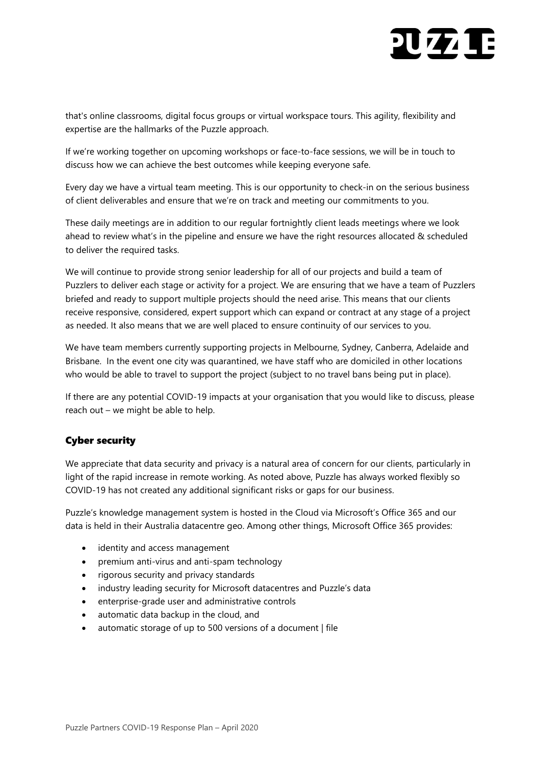that's online classrooms, digital focus groups or virtual workspace tours. This agility, flexibility and expertise are the hallmarks of the Puzzle approach.

If we're working together on upcoming workshops or face-to-face sessions, we will be in touch to discuss how we can achieve the best outcomes while keeping everyone safe.

Every day we have a virtual team meeting. This is our opportunity to check-in on the serious business of client deliverables and ensure that we're on track and meeting our commitments to you.

These daily meetings are in addition to our regular fortnightly client leads meetings where we look ahead to review what's in the pipeline and ensure we have the right resources allocated & scheduled to deliver the required tasks.

We will continue to provide strong senior leadership for all of our projects and build a team of Puzzlers to deliver each stage or activity for a project. We are ensuring that we have a team of Puzzlers briefed and ready to support multiple projects should the need arise. This means that our clients receive responsive, considered, expert support which can expand or contract at any stage of a project as needed. It also means that we are well placed to ensure continuity of our services to you.

We have team members currently supporting projects in Melbourne, Sydney, Canberra, Adelaide and Brisbane. In the event one city was quarantined, we have staff who are domiciled in other locations who would be able to travel to support the project (subject to no travel bans being put in place).

If there are any potential COVID-19 impacts at your organisation that you would like to discuss, please reach out – we might be able to help.

## Cyber security

We appreciate that data security and privacy is a natural area of concern for our clients, particularly in light of the rapid increase in remote working. As noted above, Puzzle has always worked flexibly so COVID-19 has not created any additional significant risks or gaps for our business.

Puzzle's knowledge management system is hosted in the Cloud via Microsoft's Office 365 and our data is held in their Australia datacentre geo. Among other things, Microsoft Office 365 provides:

- identity and access management
- premium anti-virus and anti-spam technology
- rigorous security and privacy standards
- industry leading security for Microsoft datacentres and Puzzle's data
- enterprise-grade user and administrative controls
- automatic data backup in the cloud, and
- automatic storage of up to 500 versions of a document | file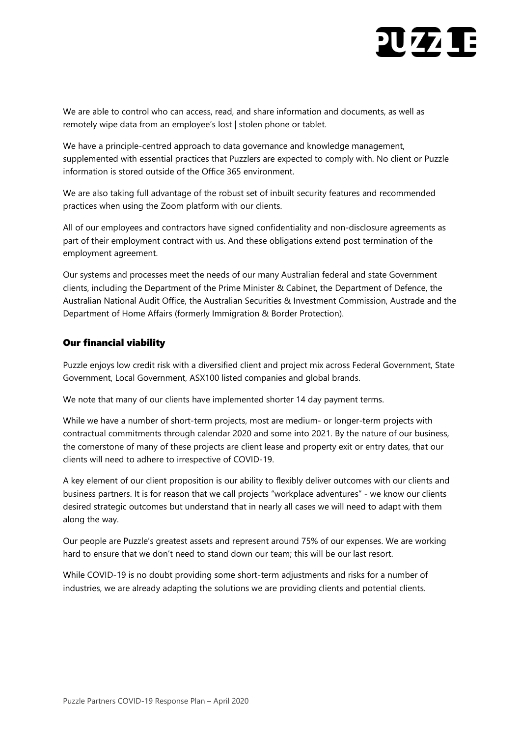We are able to control who can access, read, and share information and documents, as well as remotely wipe data from an employee's lost | stolen phone or tablet.

We have a principle-centred approach to data governance and knowledge management, supplemented with essential practices that Puzzlers are expected to comply with. No client or Puzzle information is stored outside of the Office 365 environment.

We are also taking full advantage of the robust set of inbuilt security features and recommended practices when using the Zoom platform with our clients.

All of our employees and contractors have signed confidentiality and non-disclosure agreements as part of their employment contract with us. And these obligations extend post termination of the employment agreement.

Our systems and processes meet the needs of our many Australian federal and state Government clients, including the Department of the Prime Minister & Cabinet, the Department of Defence, the Australian National Audit Office, the Australian Securities & Investment Commission, Austrade and the Department of Home Affairs (formerly Immigration & Border Protection).

## Our financial viability

Puzzle enjoys low credit risk with a diversified client and project mix across Federal Government, State Government, Local Government, ASX100 listed companies and global brands.

We note that many of our clients have implemented shorter 14 day payment terms.

While we have a number of short-term projects, most are medium- or longer-term projects with contractual commitments through calendar 2020 and some into 2021. By the nature of our business, the cornerstone of many of these projects are client lease and property exit or entry dates, that our clients will need to adhere to irrespective of COVID-19.

A key element of our client proposition is our ability to flexibly deliver outcomes with our clients and business partners. It is for reason that we call projects "workplace adventures" - we know our clients desired strategic outcomes but understand that in nearly all cases we will need to adapt with them along the way.

Our people are Puzzle's greatest assets and represent around 75% of our expenses. We are working hard to ensure that we don't need to stand down our team; this will be our last resort.

While COVID-19 is no doubt providing some short-term adjustments and risks for a number of industries, we are already adapting the solutions we are providing clients and potential clients.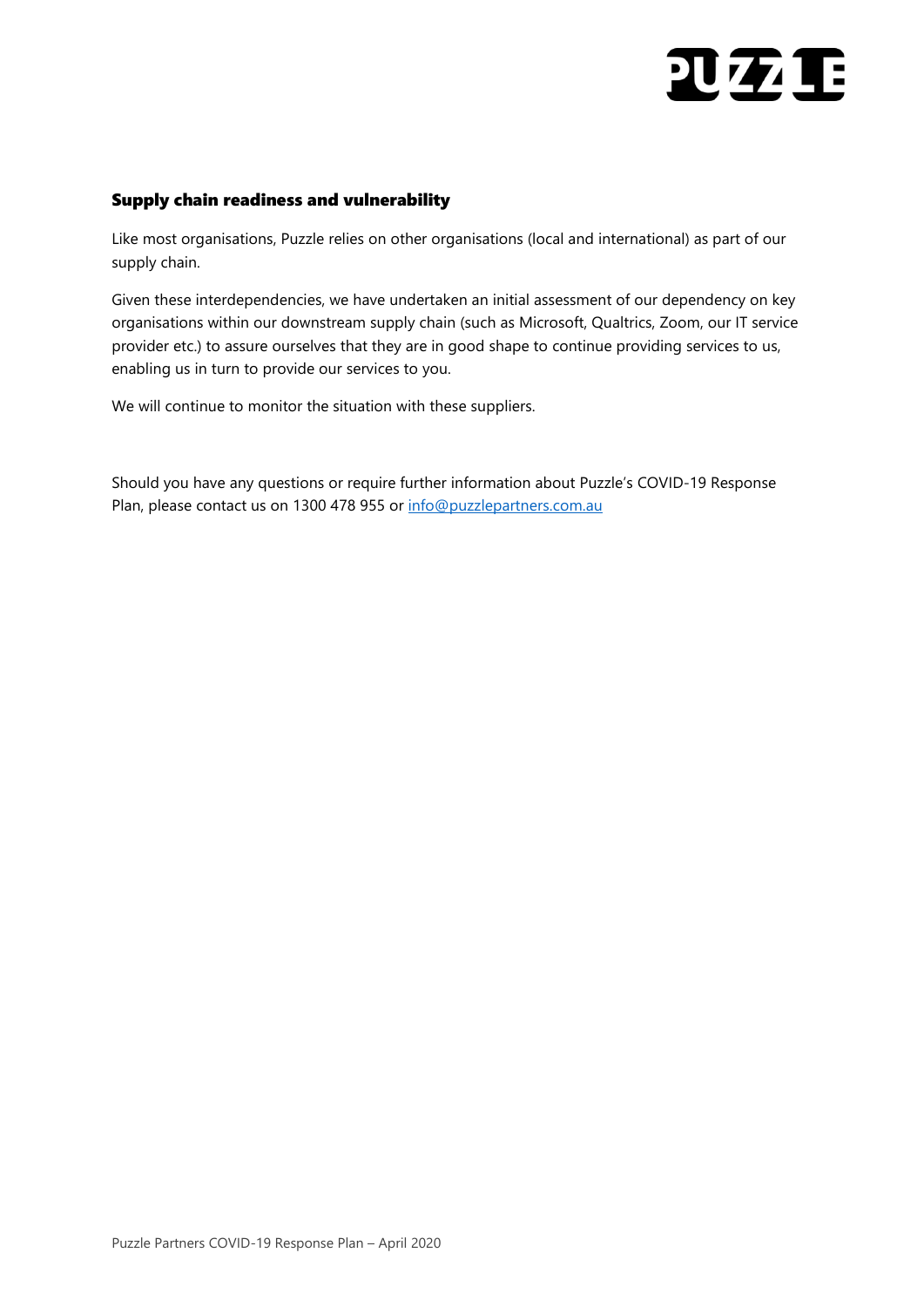## Supply chain readiness and vulnerability

Like most organisations, Puzzle relies on other organisations (local and international) as part of our supply chain.

Given these interdependencies, we have undertaken an initial assessment of our dependency on key organisations within our downstream supply chain (such as Microsoft, Qualtrics, Zoom, our IT service provider etc.) to assure ourselves that they are in good shape to continue providing services to us, enabling us in turn to provide our services to you.

We will continue to monitor the situation with these suppliers.

Should you have any questions or require further information about Puzzle's COVID-19 Response Plan, please contact us on 1300 478 955 or info@puzzlepartners.com.au